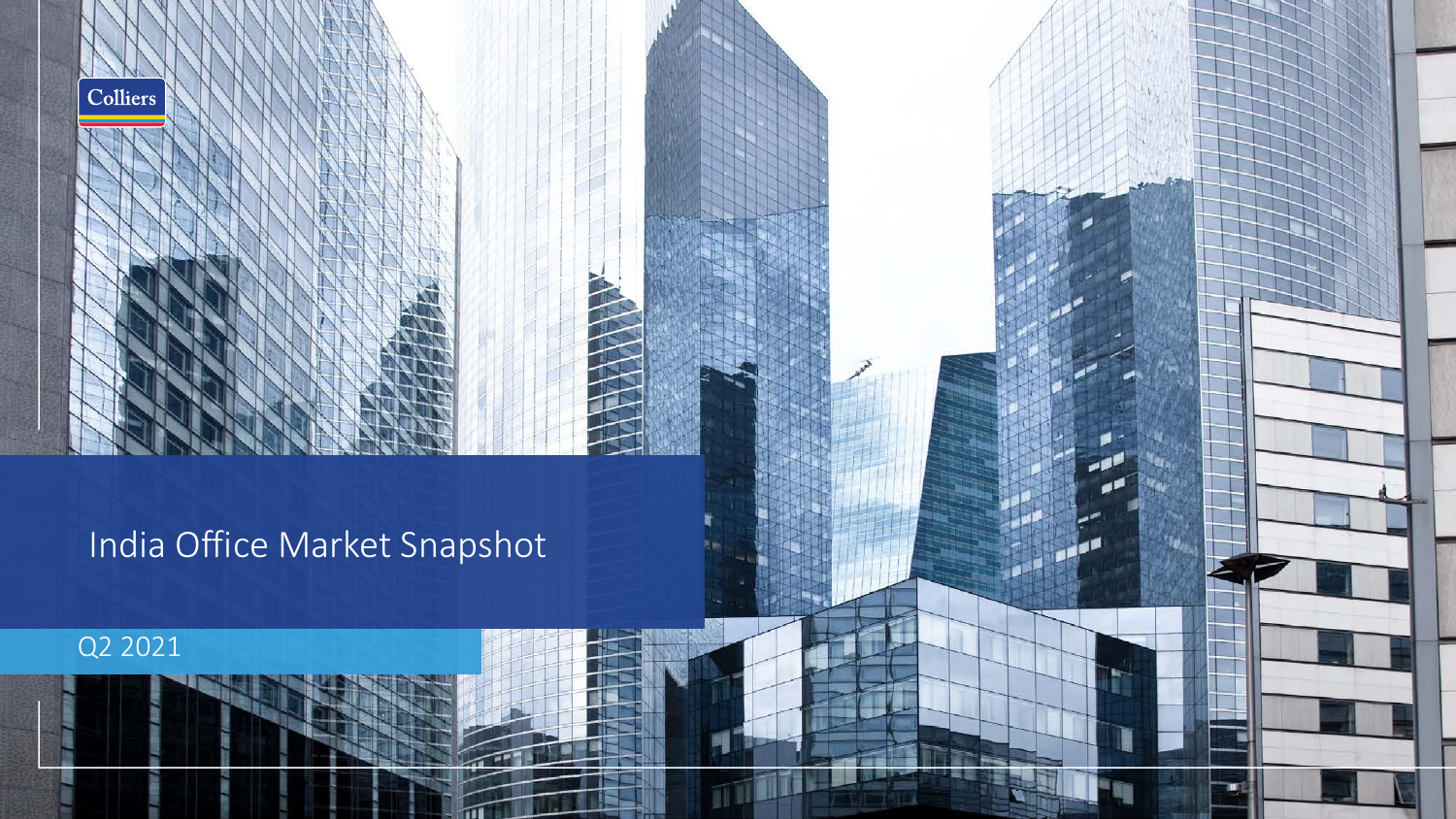Colliers

# India Office Market Snapshot

Q2 2021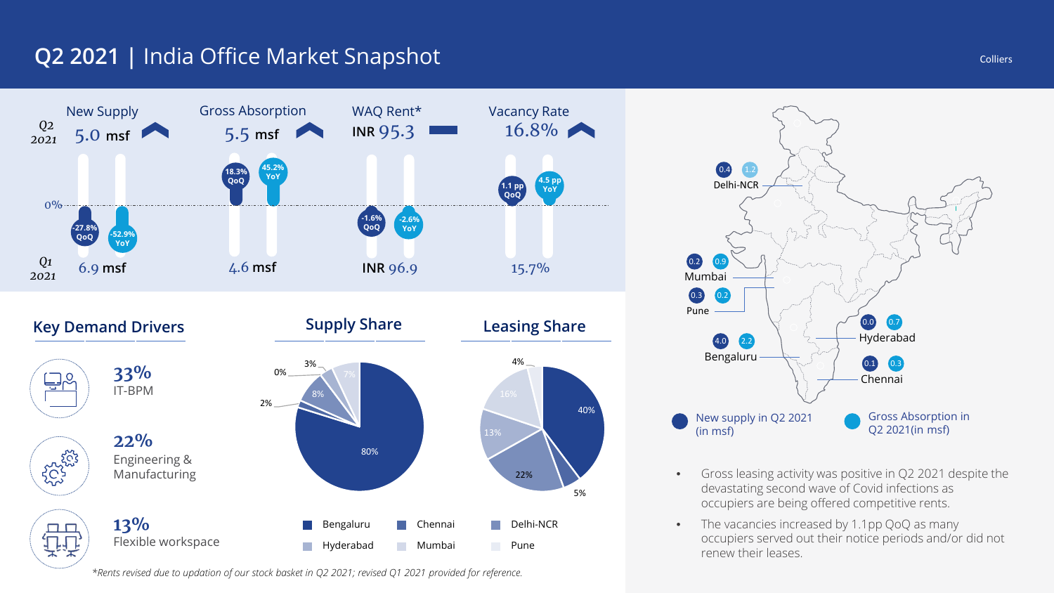# Q2 2021 | India Office Market Snapshot

| | New Supply | Gross Absorption | WAQ Rent* | Vacancy Rate |
|---|---|---|---|---|
| Q2 2021 | 5.0 msf | 5.5 msf | INR 95.3 | 16.8% |
| QoQ | -27.8% | 18.3% | -1.6% | 1.1 pp |
| YoY | -52.9% | 45.2% | -2.6% | 4.5 pp |
| Q1 2021 | 6.9 msf | 4.6 msf | INR 96.9 | 15.7% |

## Key Demand Drivers

- **33%** IT-BPM
- **22%** Engineering & Manufacturing
- **13%** Flexible workspace

## Supply Share

| City | Share |
|---|---|
| Bengaluru | 80% |
| Chennai | 2% |
| Delhi-NCR | 8% |
| Hyderabad | 0% |
| Mumbai | 3% |
| Pune | 7% |

## Leasing Share

| City | Share |
|---|---|
| Bengaluru | 40% |
| Chennai | 5% |
| Delhi-NCR | 22% |
| Hyderabad | 13% |
| Mumbai | 16% |
| Pune | 4% |

| City | New supply in Q2 2021 (in msf) | Gross Absorption in Q2 2021 (in msf) |
|---|---|---|
| Delhi-NCR | 0.4 | 1.2 |
| Mumbai | 0.2 | 0.9 |
| Pune | 0.3 | 0.2 |
| Hyderabad | 0.0 | 0.7 |
| Bengaluru | 4.0 | 2.2 |
| Chennai | 0.1 | 0.3 |

- Gross leasing activity was positive in Q2 2021 despite the devastating second wave of Covid infections as occupiers are being offered competitive rents.
- The vacancies increased by 1.1pp QoQ as many occupiers served out their notice periods and/or did not renew their leases.

*Rents revised due to updation of our stock basket in Q2 2021; revised Q1 2021 provided for reference.*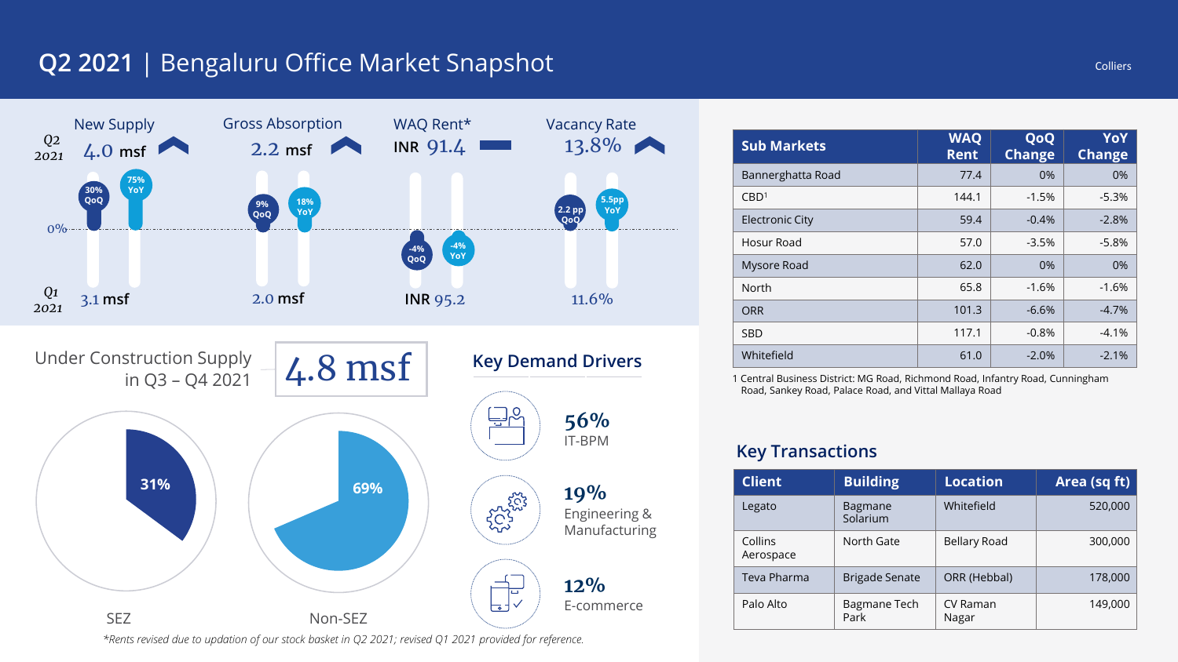# Q2 2021 | Bengaluru Office Market Snapshot

| | New Supply | Gross Absorption | WAQ Rent* | Vacancy Rate |
|---|---|---|---|---|
| Q2 2021 | 4.0 msf | 2.2 msf | INR 91.4 | 13.8% |
| QoQ | 30% | 9% | -4% | 2.2 pp |
| YoY | 75% | 18% | -4% | 5.5pp |
| Q1 2021 | 3.1 msf | 2.0 msf | INR 95.2 | 11.6% |

## Under Construction Supply in Q3 – Q4 2021

**4.8 msf**

- SEZ: 31%
- Non-SEZ: 69%

## Key Demand Drivers

- **56%** IT-BPM
- **19%** Engineering & Manufacturing
- **12%** E-commerce

*Rents revised due to updation of our stock basket in Q2 2021; revised Q1 2021 provided for reference.*

| Sub Markets | WAQ Rent | QoQ Change | YoY Change |
|---|---|---|---|
| Bannerghatta Road | 77.4 | 0% | 0% |
| CBD[1] | 144.1 | -1.5% | -5.3% |
| Electronic City | 59.4 | -0.4% | -2.8% |
| Hosur Road | 57.0 | -3.5% | -5.8% |
| Mysore Road | 62.0 | 0% | 0% |
| North | 65.8 | -1.6% | -1.6% |
| ORR | 101.3 | -6.6% | -4.7% |
| SBD | 117.1 | -0.8% | -4.1% |
| Whitefield | 61.0 | -2.0% | -2.1% |

1 Central Business District: MG Road, Richmond Road, Infantry Road, Cunningham Road, Sankey Road, Palace Road, and Vittal Mallaya Road

## Key Transactions

| Client | Building | Location | Area (sq ft) |
|---|---|---|---|
| Legato | Bagmane Solarium | Whitefield | 520,000 |
| Collins Aerospace | North Gate | Bellary Road | 300,000 |
| Teva Pharma | Brigade Senate | ORR (Hebbal) | 178,000 |
| Palo Alto | Bagmane Tech Park | CV Raman Nagar | 149,000 |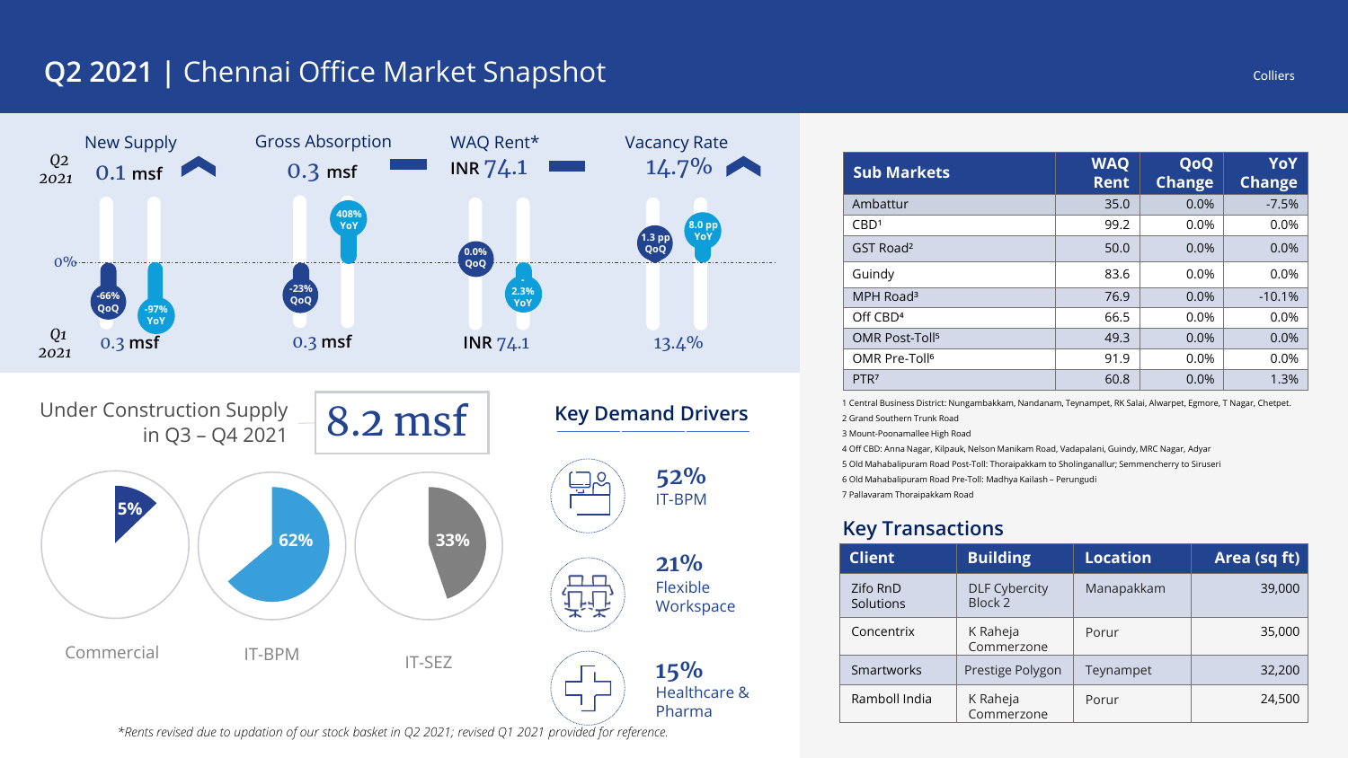# Q2 2021 | Chennai Office Market Snapshot

Colliers

| | New Supply | Gross Absorption | WAQ Rent* | Vacancy Rate |
|---|---|---|---|---|
| Q2 2021 | 0.1 msf | 0.3 msf | INR 74.1 | 14.7% |
| QoQ | -66% | -23% | 0.0% | 1.3 pp |
| YoY | -97% | 408% | -2.3% | 8.0 pp |
| Q1 2021 | 0.3 msf | 0.3 msf | INR 74.1 | 13.4% |

## Under Construction Supply in Q3 – Q4 2021

8.2 msf

- Commercial: 5%
- IT-BPM: 62%
- IT-SEZ: 33%

## Key Demand Drivers

- 52% IT-BPM
- 21% Flexible Workspace
- 15% Healthcare & Pharma

*Rents revised due to updation of our stock basket in Q2 2021; revised Q1 2021 provided for reference.

| Sub Markets | WAQ Rent | QoQ Change | YoY Change |
|---|---|---|---|
| Ambattur | 35.0 | 0.0% | -7.5% |
| CBD[1] | 99.2 | 0.0% | 0.0% |
| GST Road[2] | 50.0 | 0.0% | 0.0% |
| Guindy | 83.6 | 0.0% | 0.0% |
| MPH Road[3] | 76.9 | 0.0% | -10.1% |
| Off CBD[4] | 66.5 | 0.0% | 0.0% |
| OMR Post-Toll[5] | 49.3 | 0.0% | 0.0% |
| OMR Pre-Toll[6] | 91.9 | 0.0% | 0.0% |
| PTR[7] | 60.8 | 0.0% | 1.3% |

1 Central Business District: Nungambakkam, Nandanam, Teynampet, RK Salai, Alwarpet, Egmore, T Nagar, Chetpet.
2 Grand Southern Trunk Road
3 Mount-Poonamallee High Road
4 Off CBD: Anna Nagar, Kilpauk, Nelson Manikam Road, Vadapalani, Guindy, MRC Nagar, Adyar
5 Old Mahabalipuram Road Post-Toll: Thoraipakkam to Sholinganallur; Semmencherry to Siruseri
6 Old Mahabalipuram Road Pre-Toll: Madhya Kailash – Perungudi
7 Pallavaram Thoraipakkam Road

## Key Transactions

| Client | Building | Location | Area (sq ft) |
|---|---|---|---|
| Zifo RnD Solutions | DLF Cybercity Block 2 | Manapakkam | 39,000 |
| Concentrix | K Raheja Commerzone | Porur | 35,000 |
| Smartworks | Prestige Polygon | Teynampet | 32,200 |
| Ramboll India | K Raheja Commerzone | Porur | 24,500 |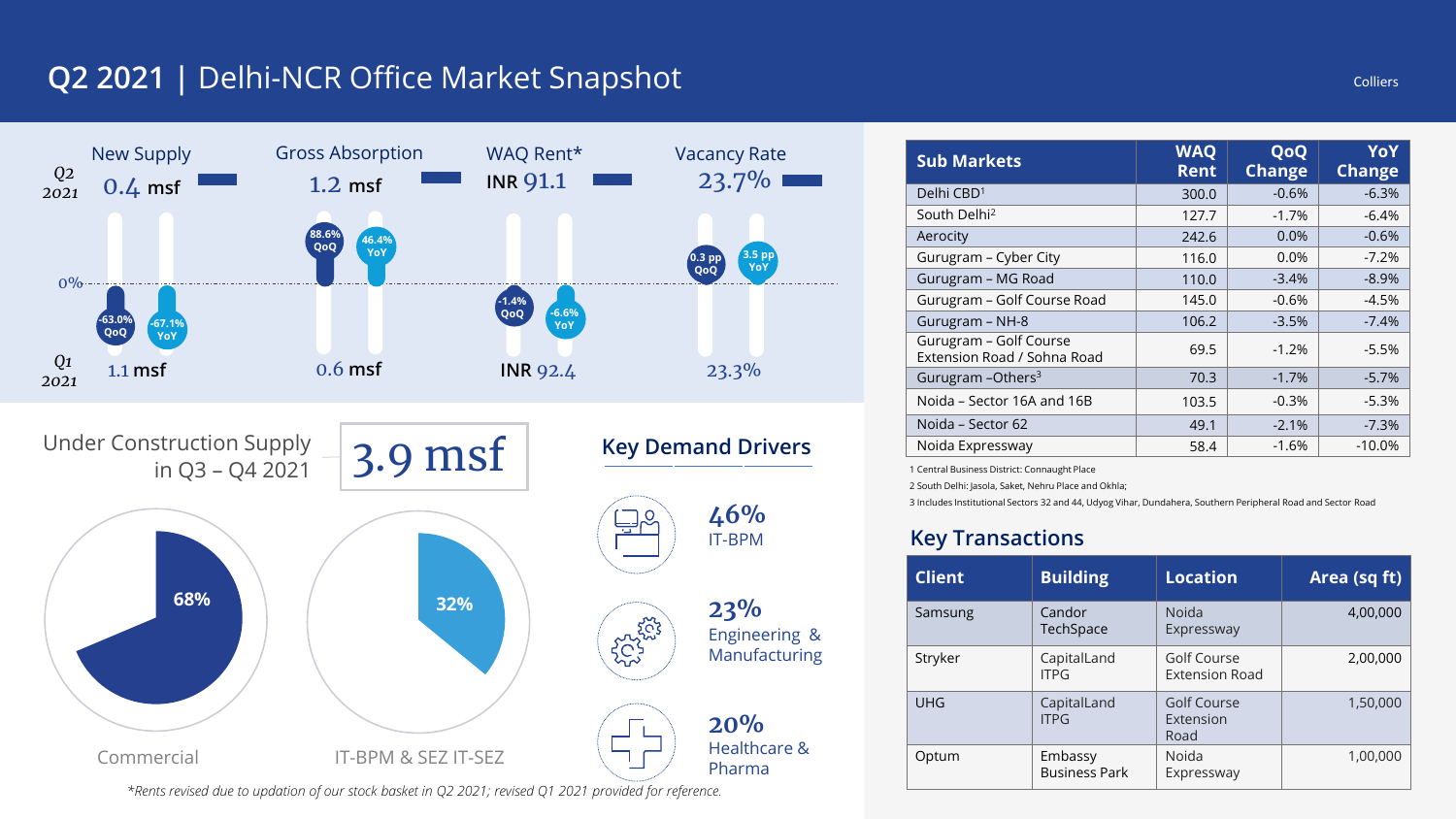# Q2 2021 | Delhi-NCR Office Market Snapshot

| | New Supply | Gross Absorption | WAQ Rent* | Vacancy Rate |
|---|---|---|---|---|
| Q2 2021 | 0.4 msf | 1.2 msf | INR 91.1 | 23.7% |
| QoQ | -63.0% | 88.6% | -1.4% | 0.3 pp |
| YoY | -67.1% | 46.4% | -6.6% | 3.5 pp |
| Q1 2021 | 1.1 msf | 0.6 msf | INR 92.4 | 23.3% |

## Under Construction Supply in Q3 – Q4 2021

**3.9 msf**

- Commercial: 68%
- IT-BPM & SEZ IT-SEZ: 32%

## Key Demand Drivers

- **46%** IT-BPM
- **23%** Engineering & Manufacturing
- **20%** Healthcare & Pharma

*Rents revised due to updation of our stock basket in Q2 2021; revised Q1 2021 provided for reference.

| Sub Markets | WAQ Rent | QoQ Change | YoY Change |
|---|---|---|---|
| Delhi CBD[1] | 300.0 | -0.6% | -6.3% |
| South Delhi[2] | 127.7 | -1.7% | -6.4% |
| Aerocity | 242.6 | 0.0% | -0.6% |
| Gurugram – Cyber City | 116.0 | 0.0% | -7.2% |
| Gurugram – MG Road | 110.0 | -3.4% | -8.9% |
| Gurugram – Golf Course Road | 145.0 | -0.6% | -4.5% |
| Gurugram – NH-8 | 106.2 | -3.5% | -7.4% |
| Gurugram – Golf Course Extension Road / Sohna Road | 69.5 | -1.2% | -5.5% |
| Gurugram –Others[3] | 70.3 | -1.7% | -5.7% |
| Noida – Sector 16A and 16B | 103.5 | -0.3% | -5.3% |
| Noida – Sector 62 | 49.1 | -2.1% | -7.3% |
| Noida Expressway | 58.4 | -1.6% | -10.0% |

1 Central Business District: Connaught Place

2 South Delhi: Jasola, Saket, Nehru Place and Okhla;

3 Includes Institutional Sectors 32 and 44, Udyog Vihar, Dundahera, Southern Peripheral Road and Sector Road

## Key Transactions

| Client | Building | Location | Area (sq ft) |
|---|---|---|---|
| Samsung | Candor TechSpace | Noida Expressway | 4,00,000 |
| Stryker | CapitalLand ITPG | Golf Course Extension Road | 2,00,000 |
| UHG | CapitalLand ITPG | Golf Course Extension Road | 1,50,000 |
| Optum | Embassy Business Park | Noida Expressway | 1,00,000 |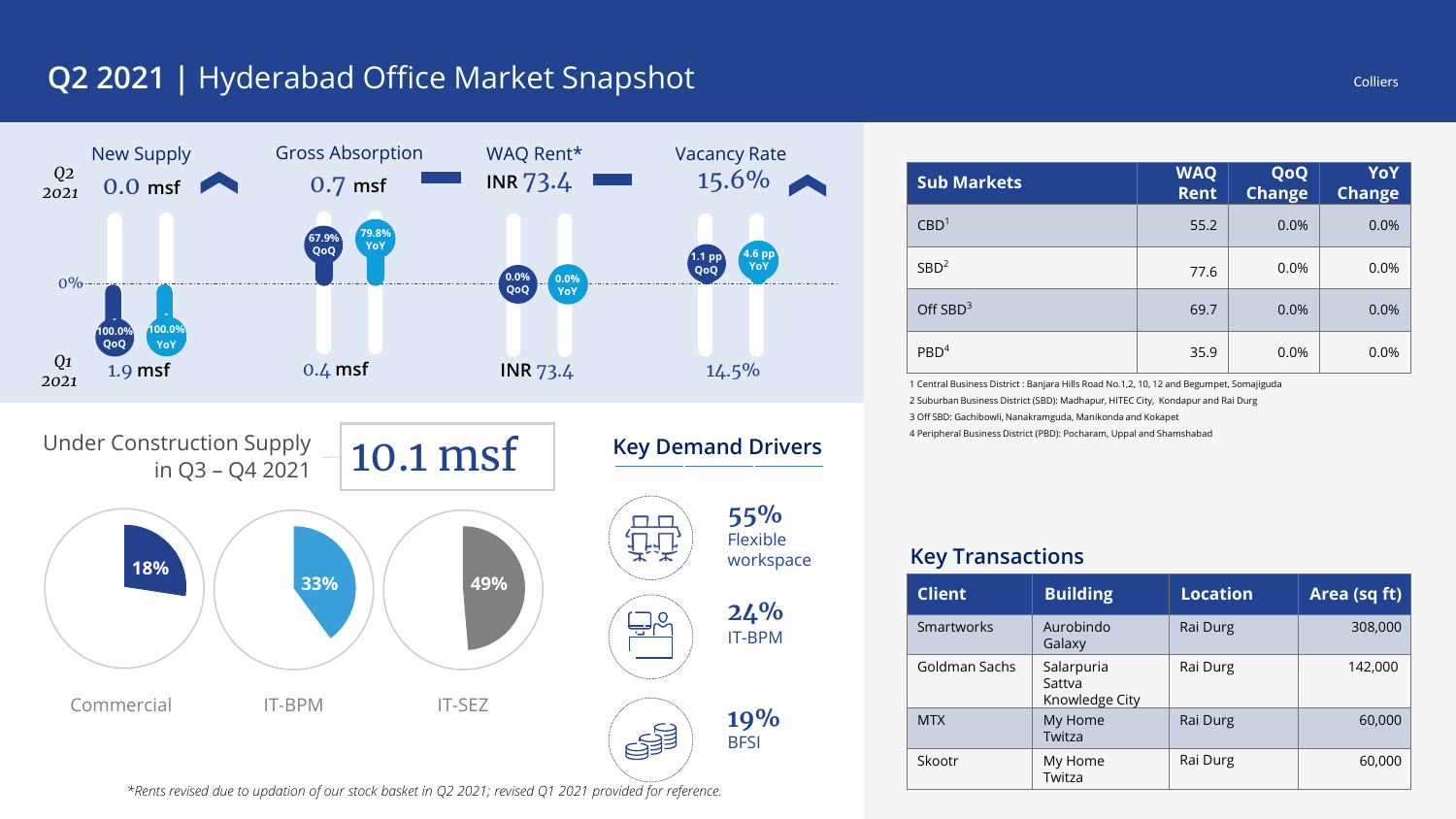# Q2 2021 | Hyderabad Office Market Snapshot

Colliers

| | New Supply | Gross Absorption | WAQ Rent* | Vacancy Rate |
|---|---|---|---|---|
| Q2 2021 | 0.0 msf | 0.7 msf | INR 73.4 | 15.6% |
| QoQ | -100.0% | 67.9% | 0.0% | 1.1 pp |
| YoY | -100.0% | 79.8% | 0.0% | 4.6 pp |
| Q1 2021 | 1.9 msf | 0.4 msf | INR 73.4 | 14.5% |

## Under Construction Supply in Q3 – Q4 2021

**10.1 msf**

- Commercial: 18%
- IT-BPM: 33%
- IT-SEZ: 49%

## Key Demand Drivers

- **55%** Flexible workspace
- **24%** IT-BPM
- **19%** BFSI

*Rents revised due to updation of our stock basket in Q2 2021; revised Q1 2021 provided for reference.*

| Sub Markets | WAQ Rent | QoQ Change | YoY Change |
|---|---|---|---|
| CBD[1] | 55.2 | 0.0% | 0.0% |
| SBD[2] | 77.6 | 0.0% | 0.0% |
| Off SBD[3] | 69.7 | 0.0% | 0.0% |
| PBD[4] | 35.9 | 0.0% | 0.0% |

1 Central Business District : Banjara Hills Road No.1,2, 10, 12 and Begumpet, Somajiguda

2 Suburban Business District (SBD): Madhapur, HITEC City, Kondapur and Rai Durg

3 Off SBD: Gachibowli, Nanakramguda, Manikonda and Kokapet

4 Peripheral Business District (PBD): Pocharam, Uppal and Shamshabad

## Key Transactions

| Client | Building | Location | Area (sq ft) |
|---|---|---|---|
| Smartworks | Aurobindo Galaxy | Rai Durg | 308,000 |
| Goldman Sachs | Salarpuria Sattva Knowledge City | Rai Durg | 142,000 |
| MTX | My Home Twitza | Rai Durg | 60,000 |
| Skootr | My Home Twitza | Rai Durg | 60,000 |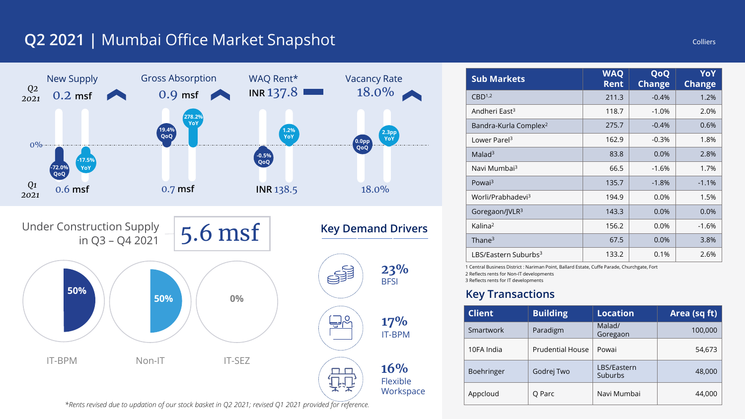# Q2 2021 | Mumbai Office Market Snapshot

Colliers

| | New Supply | Gross Absorption | WAQ Rent* | Vacancy Rate |
|---|---|---|---|---|
| Q2 2021 | 0.2 msf | 0.9 msf | INR 137.8 | 18.0% |
| QoQ | -72.0% | 19.4% | -0.5% | 0.0pp |
| YoY | -17.5% | 278.2% | 1.2% | 2.3pp |
| Q1 2021 | 0.6 msf | 0.7 msf | INR 138.5 | 18.0% |

## Under Construction Supply in Q3 – Q4 2021

**5.6 msf**

- IT-BPM: 50%
- Non-IT: 50%
- IT-SEZ: 0%

## Key Demand Drivers

- **23%** BFSI
- **17%** IT-BPM
- **16%** Flexible Workspace

*Rents revised due to updation of our stock basket in Q2 2021; revised Q1 2021 provided for reference.

| Sub Markets | WAQ Rent | QoQ Change | YoY Change |
|---|---|---|---|
| CBD[1,2] | 211.3 | -0.4% | 1.2% |
| Andheri East[3] | 118.7 | -1.0% | 2.0% |
| Bandra-Kurla Complex[2] | 275.7 | -0.4% | 0.6% |
| Lower Parel[3] | 162.9 | -0.3% | 1.8% |
| Malad[3] | 83.8 | 0.0% | 2.8% |
| Navi Mumbai[3] | 66.5 | -1.6% | 1.7% |
| Powai[3] | 135.7 | -1.8% | -1.1% |
| Worli/Prabhadevi[3] | 194.9 | 0.0% | 1.5% |
| Goregaon/JVLR[3] | 143.3 | 0.0% | 0.0% |
| Kalina[2] | 156.2 | 0.0% | -1.6% |
| Thane[3] | 67.5 | 0.0% | 3.8% |
| LBS/Eastern Suburbs[3] | 133.2 | 0.1% | 2.6% |

1 Central Business District : Nariman Point, Ballard Estate, Cuffe Parade, Churchgate, Fort
2 Reflects rents for Non-IT developments
3 Reflects rents for IT developments

## Key Transactions

| Client | Building | Location | Area (sq ft) |
|---|---|---|---|
| Smartworks | Paradigm | Malad/ Goregaon | 100,000 |
| 10FA India | Prudential House | Powai | 54,673 |
| Boehringer | Godrej Two | LBS/Eastern Suburbs | 48,000 |
| Appcloud | Q Parc | Navi Mumbai | 44,000 |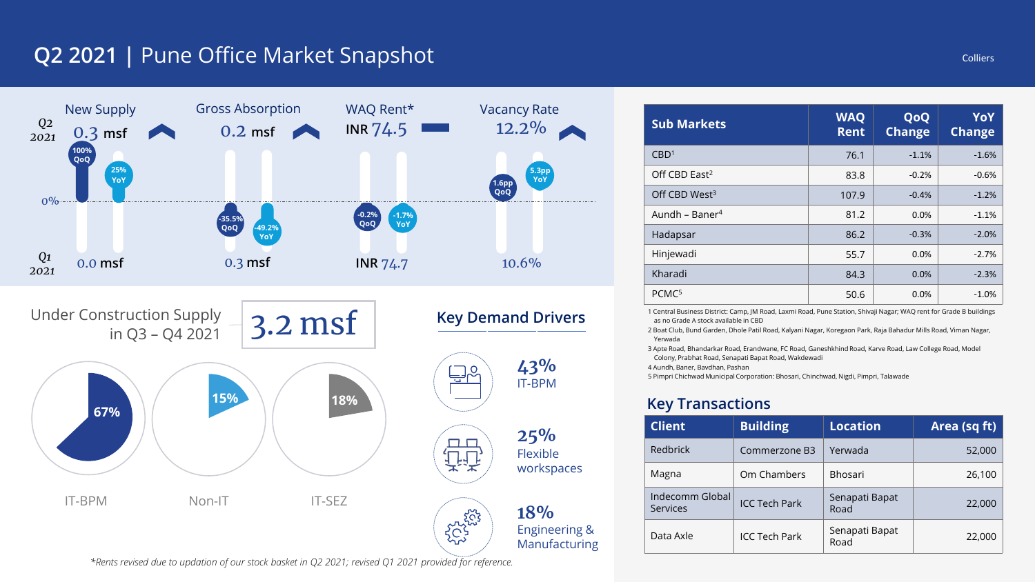# Q2 2021 | Pune Office Market Snapshot

| | New Supply | Gross Absorption | WAQ Rent* | Vacancy Rate |
|---|---|---|---|---|
| Q2 2021 | 0.3 msf | 0.2 msf | INR 74.5 | 12.2% |
| QoQ | 100% | -35.5% | -0.2% | 1.6pp |
| YoY | 25% | -49.2% | -1.7% | 5.3pp |
| Q1 2021 | 0.0 msf | 0.3 msf | INR 74.7 | 10.6% |

## Under Construction Supply in Q3 – Q4 2021

**3.2 msf**

- IT-BPM: 67%
- Non-IT: 15%
- IT-SEZ: 18%

## Key Demand Drivers

- **43%** IT-BPM
- **25%** Flexible workspaces
- **18%** Engineering & Manufacturing

*Rents revised due to updation of our stock basket in Q2 2021; revised Q1 2021 provided for reference.*

| Sub Markets | WAQ Rent | QoQ Change | YoY Change |
|---|---|---|---|
| CBD[1] | 76.1 | -1.1% | -1.6% |
| Off CBD East[2] | 83.8 | -0.2% | -0.6% |
| Off CBD West[3] | 107.9 | -0.4% | -1.2% |
| Aundh – Baner[4] | 81.2 | 0.0% | -1.1% |
| Hadapsar | 86.2 | -0.3% | -2.0% |
| Hinjewadi | 55.7 | 0.0% | -2.7% |
| Kharadi | 84.3 | 0.0% | -2.3% |
| PCMC[5] | 50.6 | 0.0% | -1.0% |

1 Central Business District: Camp, JM Road, Laxmi Road, Pune Station, Shivaji Nagar; WAQ rent for Grade B buildings as no Grade A stock available in CBD

2 Boat Club, Bund Garden, Dhole Patil Road, Kalyani Nagar, Koregaon Park, Raja Bahadur Mills Road, Viman Nagar, Yerwada

3 Apte Road, Bhandarkar Road, Erandwane, FC Road, Ganeshkhind Road, Karve Road, Law College Road, Model Colony, Prabhat Road, Senapati Bapat Road, Wakdewadi

4 Aundh, Baner, Bavdhan, Pashan

5 Pimpri Chichwad Municipal Corporation: Bhosari, Chinchwad, Nigdi, Pimpri, Talawade

## Key Transactions

| Client | Building | Location | Area (sq ft) |
|---|---|---|---|
| Redbrick | Commerzone B3 | Yerwada | 52,000 |
| Magna | Om Chambers | Bhosari | 26,100 |
| Indecomm Global Services | ICC Tech Park | Senapati Bapat Road | 22,000 |
| Data Axle | ICC Tech Park | Senapati Bapat Road | 22,000 |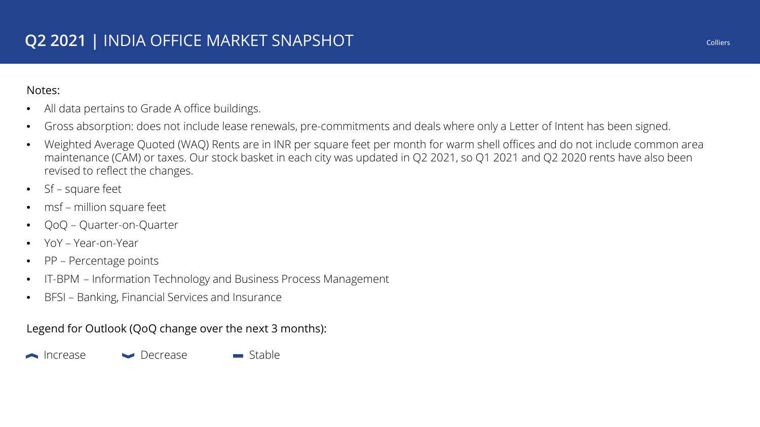# Q2 2021 | INDIA OFFICE MARKET SNAPSHOT

Notes:

- All data pertains to Grade A office buildings.
- Gross absorption: does not include lease renewals, pre-commitments and deals where only a Letter of Intent has been signed.
- Weighted Average Quoted (WAQ) Rents are in INR per square feet per month for warm shell offices and do not include common area maintenance (CAM) or taxes. Our stock basket in each city was updated in Q2 2021, so Q1 2021 and Q2 2020 rents have also been revised to reflect the changes.
- Sf – square feet
- msf – million square feet
- QoQ – Quarter-on-Quarter
- YoY – Year-on-Year
- PP – Percentage points
- IT-BPM – Information Technology and Business Process Management
- BFSI – Banking, Financial Services and Insurance

Legend for Outlook (QoQ change over the next 3 months):

Increase    Decrease    Stable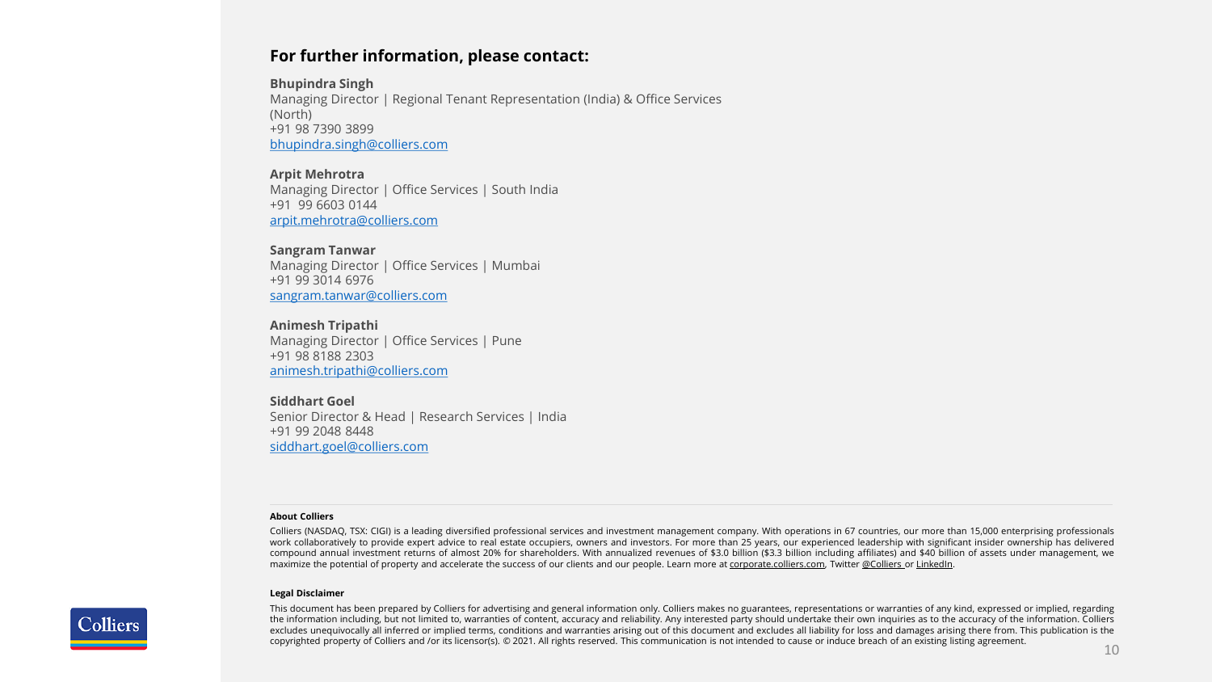## For further information, please contact:

**Bhupindra Singh**
Managing Director | Regional Tenant Representation (India) & Office Services (North)
+91 98 7390 3899
bhupindra.singh@colliers.com

**Arpit Mehrotra**
Managing Director | Office Services | South India
+91 99 6603 0144
arpit.mehrotra@colliers.com

**Sangram Tanwar**
Managing Director | Office Services | Mumbai
+91 99 3014 6976
sangram.tanwar@colliers.com

**Animesh Tripathi**
Managing Director | Office Services | Pune
+91 98 8188 2303
animesh.tripathi@colliers.com

**Siddhart Goel**
Senior Director & Head | Research Services | India
+91 99 2048 8448
siddhart.goel@colliers.com

**About Colliers**

Colliers (NASDAQ, TSX: CIGI) is a leading diversified professional services and investment management company. With operations in 67 countries, our more than 15,000 enterprising professionals work collaboratively to provide expert advice to real estate occupiers, owners and investors. For more than 25 years, our experienced leadership with significant insider ownership has delivered compound annual investment returns of almost 20% for shareholders. With annualized revenues of $3.0 billion ($3.3 billion including affiliates) and $40 billion of assets under management, we maximize the potential of property and accelerate the success of our clients and our people. Learn more at corporate.colliers.com, Twitter @Colliers or LinkedIn.

**Legal Disclaimer**

This document has been prepared by Colliers for advertising and general information only. Colliers makes no guarantees, representations or warranties of any kind, expressed or implied, regarding the information including, but not limited to, warranties of content, accuracy and reliability. Any interested party should undertake their own inquiries as to the accuracy of the information. Colliers excludes unequivocally all inferred or implied terms, conditions and warranties arising out of this document and excludes all liability for loss and damages arising there from. This publication is the copyrighted property of Colliers and /or its licensor(s). © 2021. All rights reserved. This communication is not intended to cause or induce breach of an existing listing agreement.

Colliers